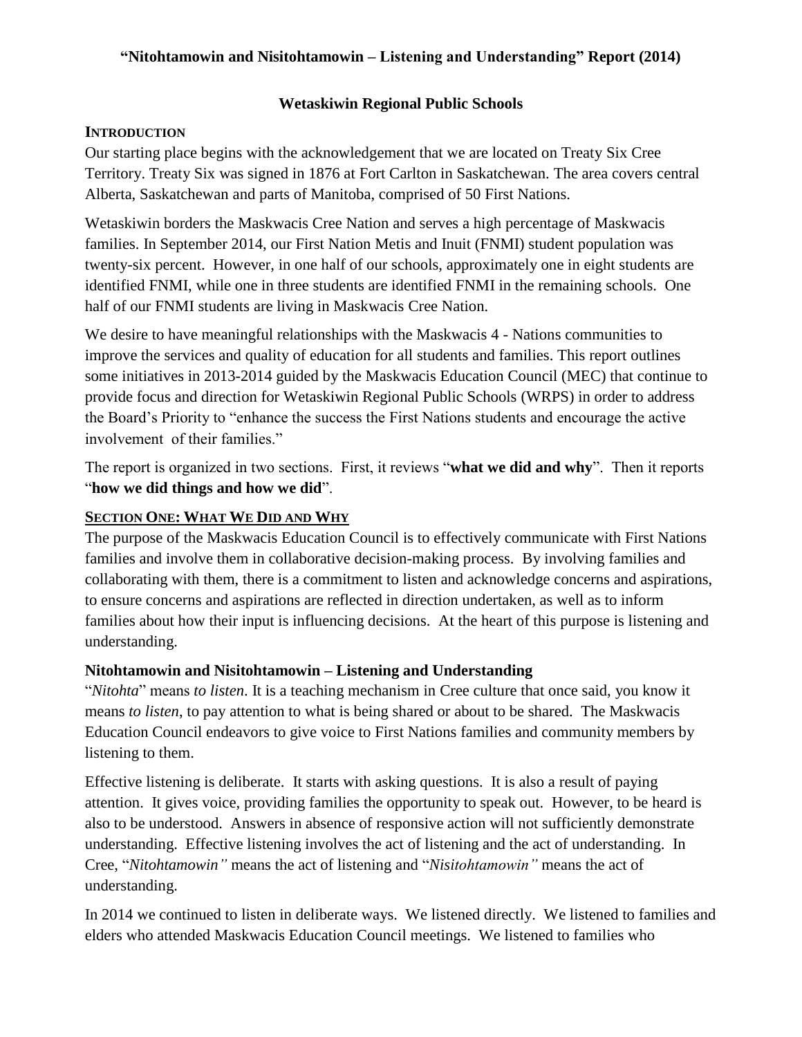# "Nitohtamowin and Nisitohtamowin – Listening and Understanding" Report (2014)

## Wetaskiwin Regional Public Schools

### INTRODUCTION

Our starting place begins with the acknowledgement that we are located on Treaty Six Cree Territory. Treaty Six was signed in 1876 at Fort Carlton in Saskatchewan. The area covers central Alberta, Saskatchewan and parts of Manitoba, comprised of 50 First Nations.

Wetaskiwin borders the Maskwacis Cree Nation and serves a high percentage of Maskwacis families. In September 2014, our First Nation Metis and Inuit (FNMI) student population was twenty-six percent. However, in one half of our schools, approximately one in eight students are identified FNMI, while one in three students are identified FNMI in the remaining schools. One half of our FNMI students are living in Maskwacis Cree Nation.

We desire to have meaningful relationships with the Maskwacis 4 - Nations communities to improve the services and quality of education for all students and families. This report outlines some initiatives in 2013-2014 guided by the Maskwacis Education Council (MEC) that continue to provide focus and direction for Wetaskiwin Regional Public Schools (WRPS) in order to address the Board's Priority to "enhance the success the First Nations students and encourage the active involvement of their families."

The report is organized in two sections. First, it reviews "**what we did and why**". Then it reports "**how we did things and how we did**".

### SECTION ONE: WHAT WE DID AND WHY

The purpose of the Maskwacis Education Council is to effectively communicate with First Nations families and involve them in collaborative decision-making process. By involving families and collaborating with them, there is a commitment to listen and acknowledge concerns and aspirations, to ensure concerns and aspirations are reflected in direction undertaken, as well as to inform families about how their input is influencing decisions. At the heart of this purpose is listening and understanding.

#### Nitohtamowin and Nisitohtamowin – Listening and Understanding

"*Nitohta*" means *to listen*. It is a teaching mechanism in Cree culture that once said, you know it means *to listen*, to pay attention to what is being shared or about to be shared. The Maskwacis Education Council endeavors to give voice to First Nations families and community members by listening to them.

Effective listening is deliberate. It starts with asking questions. It is also a result of paying attention. It gives voice, providing families the opportunity to speak out. However, to be heard is also to be understood. Answers in absence of responsive action will not sufficiently demonstrate understanding. Effective listening involves the act of listening and the act of understanding. In Cree, "*Nitohtamowin"* means the act of listening and "*Nisitohtamowin"* means the act of understanding.

In 2014 we continued to listen in deliberate ways. We listened directly. We listened to families and elders who attended Maskwacis Education Council meetings. We listened to families who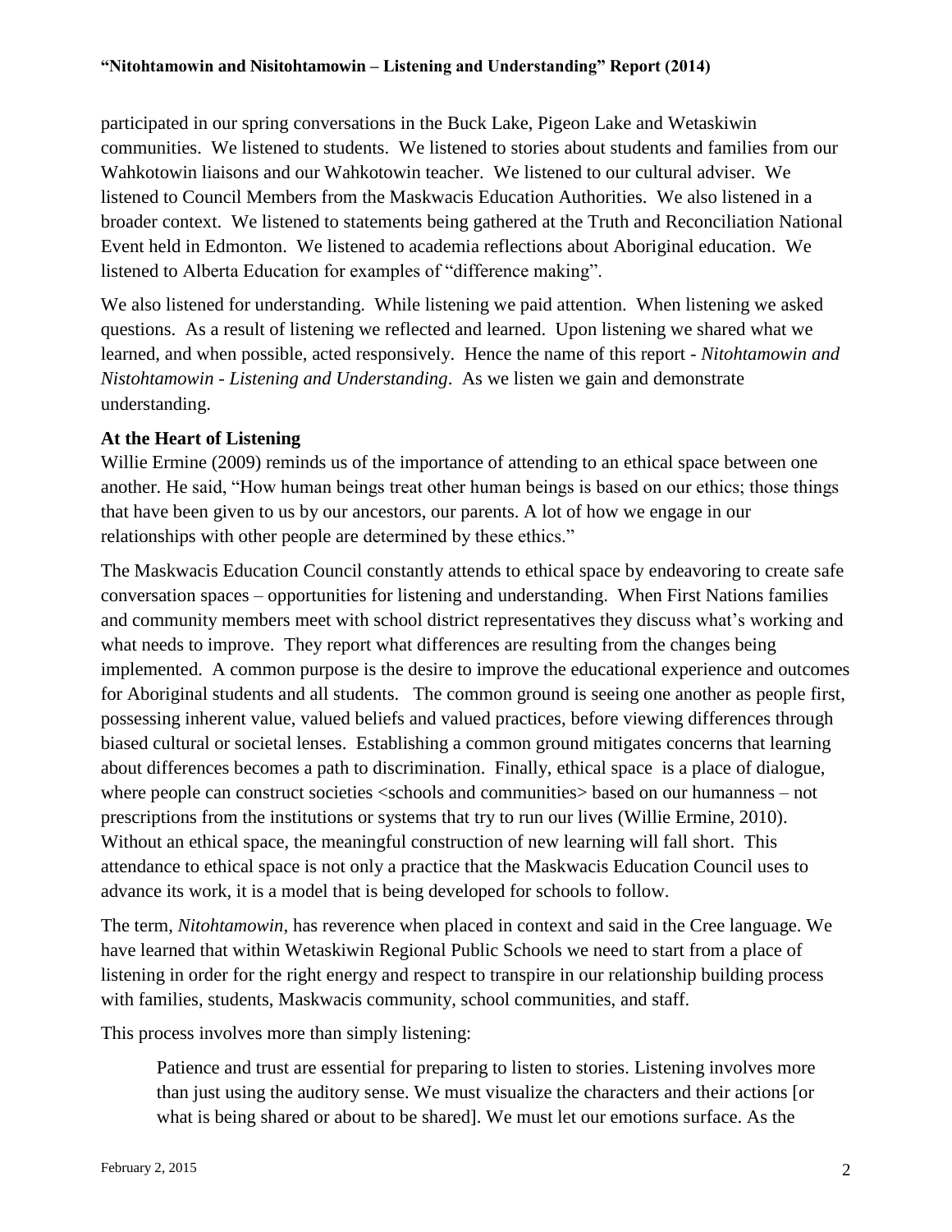participated in our spring conversations in the Buck Lake, Pigeon Lake and Wetaskiwin communities. We listened to students. We listened to stories about students and families from our Wahkotowin liaisons and our Wahkotowin teacher. We listened to our cultural adviser. We listened to Council Members from the Maskwacis Education Authorities. We also listened in a broader context. We listened to statements being gathered at the Truth and Reconciliation National Event held in Edmonton. We listened to academia reflections about Aboriginal education. We listened to Alberta Education for examples of "difference making".

We also listened for understanding. While listening we paid attention. When listening we asked questions. As a result of listening we reflected and learned. Upon listening we shared what we learned, and when possible, acted responsively. Hence the name of this report - *Nitohtamowin and Nistohtamowin - Listening and Understanding*. As we listen we gain and demonstrate understanding.

### At the Heart of Listening

Willie Ermine (2009) reminds us of the importance of attending to an ethical space between one another. He said, "How human beings treat other human beings is based on our ethics; those things that have been given to us by our ancestors, our parents. A lot of how we engage in our relationships with other people are determined by these ethics."

The Maskwacis Education Council constantly attends to ethical space by endeavoring to create safe conversation spaces – opportunities for listening and understanding. When First Nations families and community members meet with school district representatives they discuss what's working and what needs to improve. They report what differences are resulting from the changes being implemented. A common purpose is the desire to improve the educational experience and outcomes for Aboriginal students and all students. The common ground is seeing one another as people first, possessing inherent value, valued beliefs and valued practices, before viewing differences through biased cultural or societal lenses. Establishing a common ground mitigates concerns that learning about differences becomes a path to discrimination. Finally, ethical space is a place of dialogue, where people can construct societies <schools and communities> based on our humanness – not prescriptions from the institutions or systems that try to run our lives (Willie Ermine, 2010). Without an ethical space, the meaningful construction of new learning will fall short. This attendance to ethical space is not only a practice that the Maskwacis Education Council uses to advance its work, it is a model that is being developed for schools to follow.

The term, *Nitohtamowin*, has reverence when placed in context and said in the Cree language. We have learned that within Wetaskiwin Regional Public Schools we need to start from a place of listening in order for the right energy and respect to transpire in our relationship building process with families, students, Maskwacis community, school communities, and staff.

This process involves more than simply listening:

> Patience and trust are essential for preparing to listen to stories. Listening involves more than just using the auditory sense. We must visualize the characters and their actions [or what is being shared or about to be shared]. We must let our emotions surface. As the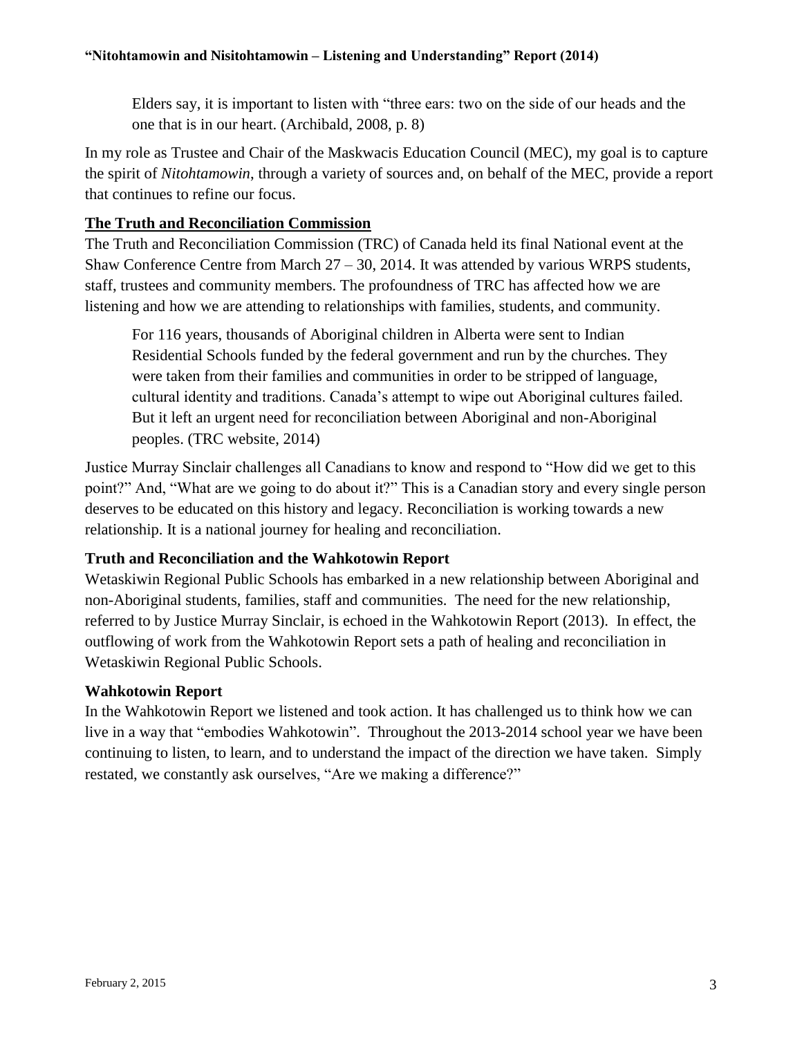> Elders say, it is important to listen with "three ears: two on the side of our heads and the one that is in our heart. (Archibald, 2008, p. 8)

In my role as Trustee and Chair of the Maskwacis Education Council (MEC), my goal is to capture the spirit of *Nitohtamowin,* through a variety of sources and, on behalf of the MEC, provide a report that continues to refine our focus.

## The Truth and Reconciliation Commission

The Truth and Reconciliation Commission (TRC) of Canada held its final National event at the Shaw Conference Centre from March 27 – 30, 2014. It was attended by various WRPS students, staff, trustees and community members. The profoundness of TRC has affected how we are listening and how we are attending to relationships with families, students, and community.

> For 116 years, thousands of Aboriginal children in Alberta were sent to Indian Residential Schools funded by the federal government and run by the churches. They were taken from their families and communities in order to be stripped of language, cultural identity and traditions. Canada's attempt to wipe out Aboriginal cultures failed. But it left an urgent need for reconciliation between Aboriginal and non-Aboriginal peoples. (TRC website, 2014)

Justice Murray Sinclair challenges all Canadians to know and respond to "How did we get to this point?" And, "What are we going to do about it?" This is a Canadian story and every single person deserves to be educated on this history and legacy. Reconciliation is working towards a new relationship. It is a national journey for healing and reconciliation.

### Truth and Reconciliation and the Wahkotowin Report

Wetaskiwin Regional Public Schools has embarked in a new relationship between Aboriginal and non-Aboriginal students, families, staff and communities. The need for the new relationship, referred to by Justice Murray Sinclair, is echoed in the Wahkotowin Report (2013). In effect, the outflowing of work from the Wahkotowin Report sets a path of healing and reconciliation in Wetaskiwin Regional Public Schools.

### Wahkotowin Report

In the Wahkotowin Report we listened and took action. It has challenged us to think how we can live in a way that "embodies Wahkotowin". Throughout the 2013-2014 school year we have been continuing to listen, to learn, and to understand the impact of the direction we have taken. Simply restated, we constantly ask ourselves, "Are we making a difference?"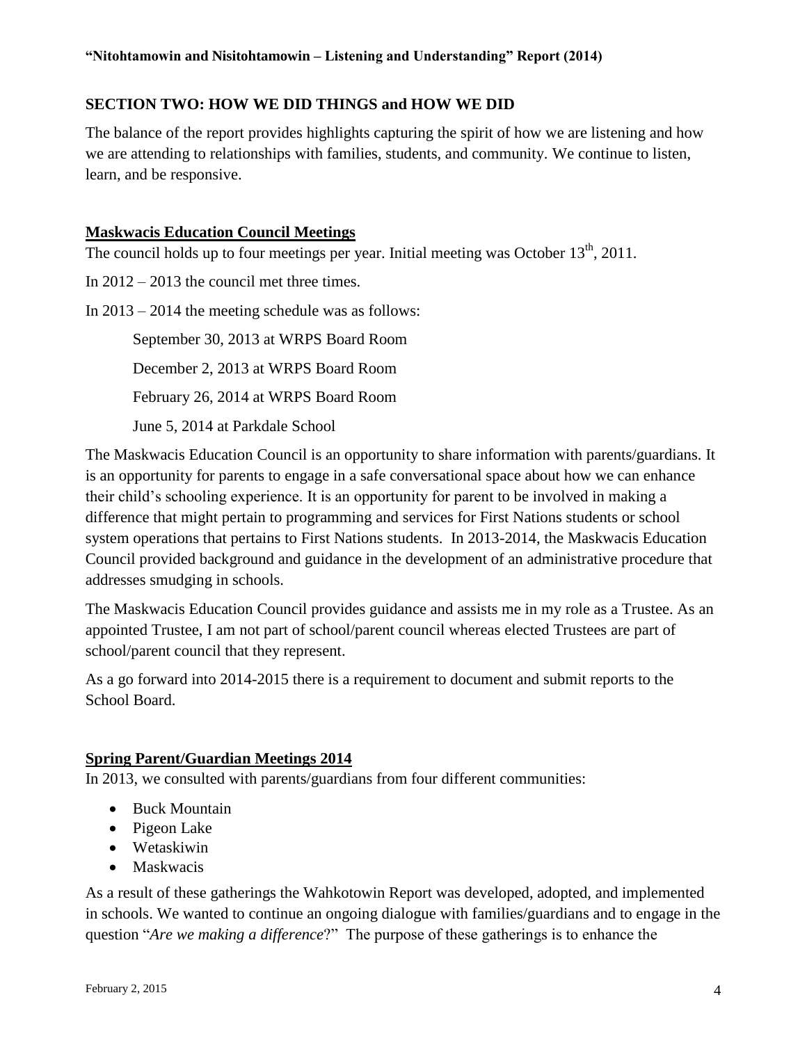## SECTION TWO: HOW WE DID THINGS and HOW WE DID

The balance of the report provides highlights capturing the spirit of how we are listening and how we are attending to relationships with families, students, and community. We continue to listen, learn, and be responsive.

### Maskwacis Education Council Meetings

The council holds up to four meetings per year. Initial meeting was October 13th, 2011.

In 2012 – 2013 the council met three times.

In 2013 – 2014 the meeting schedule was as follows:

September 30, 2013 at WRPS Board Room

December 2, 2013 at WRPS Board Room

February 26, 2014 at WRPS Board Room

June 5, 2014 at Parkdale School

The Maskwacis Education Council is an opportunity to share information with parents/guardians. It is an opportunity for parents to engage in a safe conversational space about how we can enhance their child's schooling experience. It is an opportunity for parent to be involved in making a difference that might pertain to programming and services for First Nations students or school system operations that pertains to First Nations students. In 2013-2014, the Maskwacis Education Council provided background and guidance in the development of an administrative procedure that addresses smudging in schools.

The Maskwacis Education Council provides guidance and assists me in my role as a Trustee. As an appointed Trustee, I am not part of school/parent council whereas elected Trustees are part of school/parent council that they represent.

As a go forward into 2014-2015 there is a requirement to document and submit reports to the School Board.

### Spring Parent/Guardian Meetings 2014

In 2013, we consulted with parents/guardians from four different communities:

- Buck Mountain
- Pigeon Lake
- Wetaskiwin
- Maskwacis

As a result of these gatherings the Wahkotowin Report was developed, adopted, and implemented in schools. We wanted to continue an ongoing dialogue with families/guardians and to engage in the question "*Are we making a difference*?" The purpose of these gatherings is to enhance the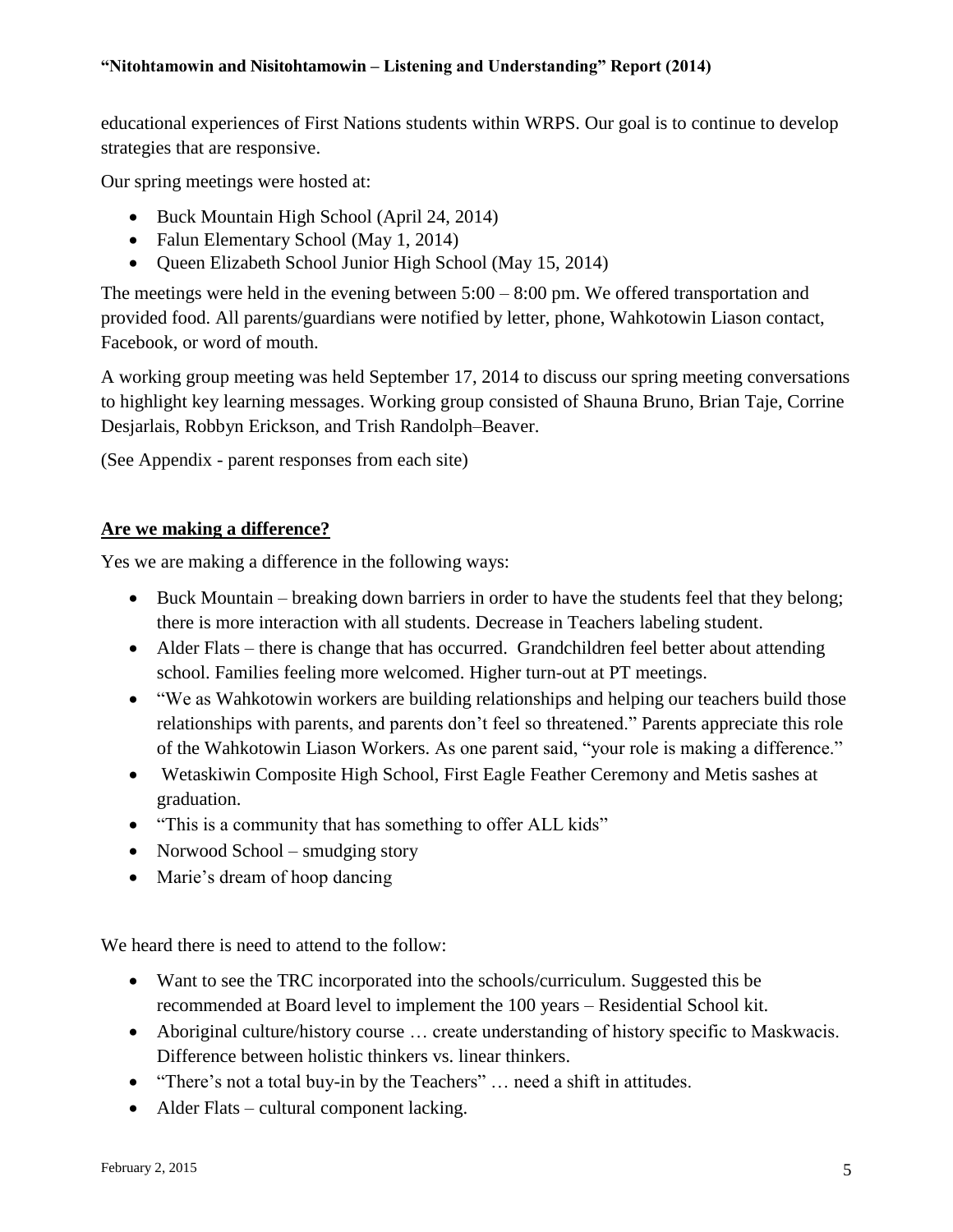educational experiences of First Nations students within WRPS. Our goal is to continue to develop strategies that are responsive.

Our spring meetings were hosted at:

- Buck Mountain High School (April 24, 2014)
- Falun Elementary School (May 1, 2014)
- Queen Elizabeth School Junior High School (May 15, 2014)

The meetings were held in the evening between 5:00 – 8:00 pm. We offered transportation and provided food. All parents/guardians were notified by letter, phone, Wahkotowin Liason contact, Facebook, or word of mouth.

A working group meeting was held September 17, 2014 to discuss our spring meeting conversations to highlight key learning messages. Working group consisted of Shauna Bruno, Brian Taje, Corrine Desjarlais, Robbyn Erickson, and Trish Randolph–Beaver.

(See Appendix - parent responses from each site)

## **Are we making a difference?**

Yes we are making a difference in the following ways:

- Buck Mountain – breaking down barriers in order to have the students feel that they belong; there is more interaction with all students. Decrease in Teachers labeling student.
- Alder Flats – there is change that has occurred. Grandchildren feel better about attending school. Families feeling more welcomed. Higher turn-out at PT meetings.
- "We as Wahkotowin workers are building relationships and helping our teachers build those relationships with parents, and parents don't feel so threatened." Parents appreciate this role of the Wahkotowin Liason Workers. As one parent said, "your role is making a difference."
- Wetaskiwin Composite High School, First Eagle Feather Ceremony and Metis sashes at graduation.
- "This is a community that has something to offer ALL kids"
- Norwood School – smudging story
- Marie's dream of hoop dancing

We heard there is need to attend to the follow:

- Want to see the TRC incorporated into the schools/curriculum. Suggested this be recommended at Board level to implement the 100 years – Residential School kit.
- Aboriginal culture/history course … create understanding of history specific to Maskwacis. Difference between holistic thinkers vs. linear thinkers.
- "There's not a total buy-in by the Teachers" … need a shift in attitudes.
- Alder Flats – cultural component lacking.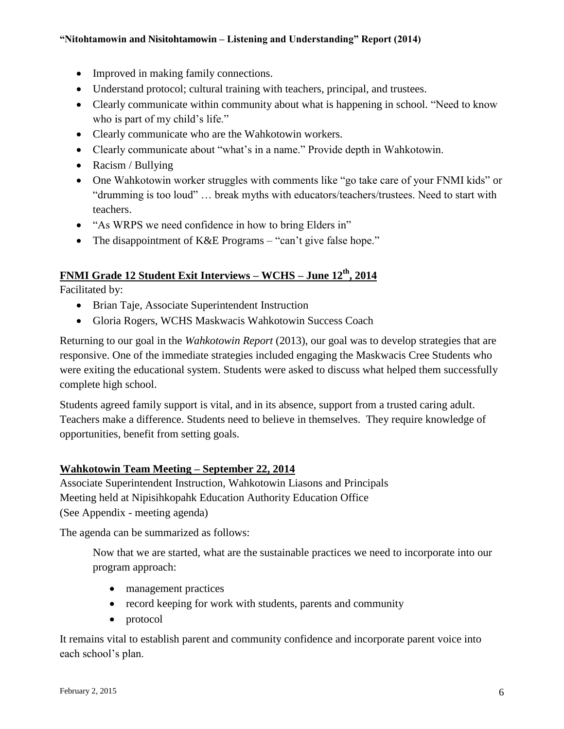- Improved in making family connections.
- Understand protocol; cultural training with teachers, principal, and trustees.
- Clearly communicate within community about what is happening in school. "Need to know who is part of my child's life."
- Clearly communicate who are the Wahkotowin workers.
- Clearly communicate about "what's in a name." Provide depth in Wahkotowin.
- Racism / Bullying
- One Wahkotowin worker struggles with comments like "go take care of your FNMI kids" or "drumming is too loud" … break myths with educators/teachers/trustees. Need to start with teachers.
- "As WRPS we need confidence in how to bring Elders in"
- The disappointment of K&E Programs – "can't give false hope."

## FNMI Grade 12 Student Exit Interviews – WCHS – June 12th, 2014

Facilitated by:

- Brian Taje, Associate Superintendent Instruction
- Gloria Rogers, WCHS Maskwacis Wahkotowin Success Coach

Returning to our goal in the *Wahkotowin Report* (2013), our goal was to develop strategies that are responsive. One of the immediate strategies included engaging the Maskwacis Cree Students who were exiting the educational system. Students were asked to discuss what helped them successfully complete high school.

Students agreed family support is vital, and in its absence, support from a trusted caring adult. Teachers make a difference. Students need to believe in themselves. They require knowledge of opportunities, benefit from setting goals.

## Wahkotowin Team Meeting – September 22, 2014

Associate Superintendent Instruction, Wahkotowin Liasons and Principals
Meeting held at Nipisihkopahk Education Authority Education Office
(See Appendix - meeting agenda)

The agenda can be summarized as follows:

> Now that we are started, what are the sustainable practices we need to incorporate into our program approach:
>
> - management practices
> - record keeping for work with students, parents and community
> - protocol

It remains vital to establish parent and community confidence and incorporate parent voice into each school's plan.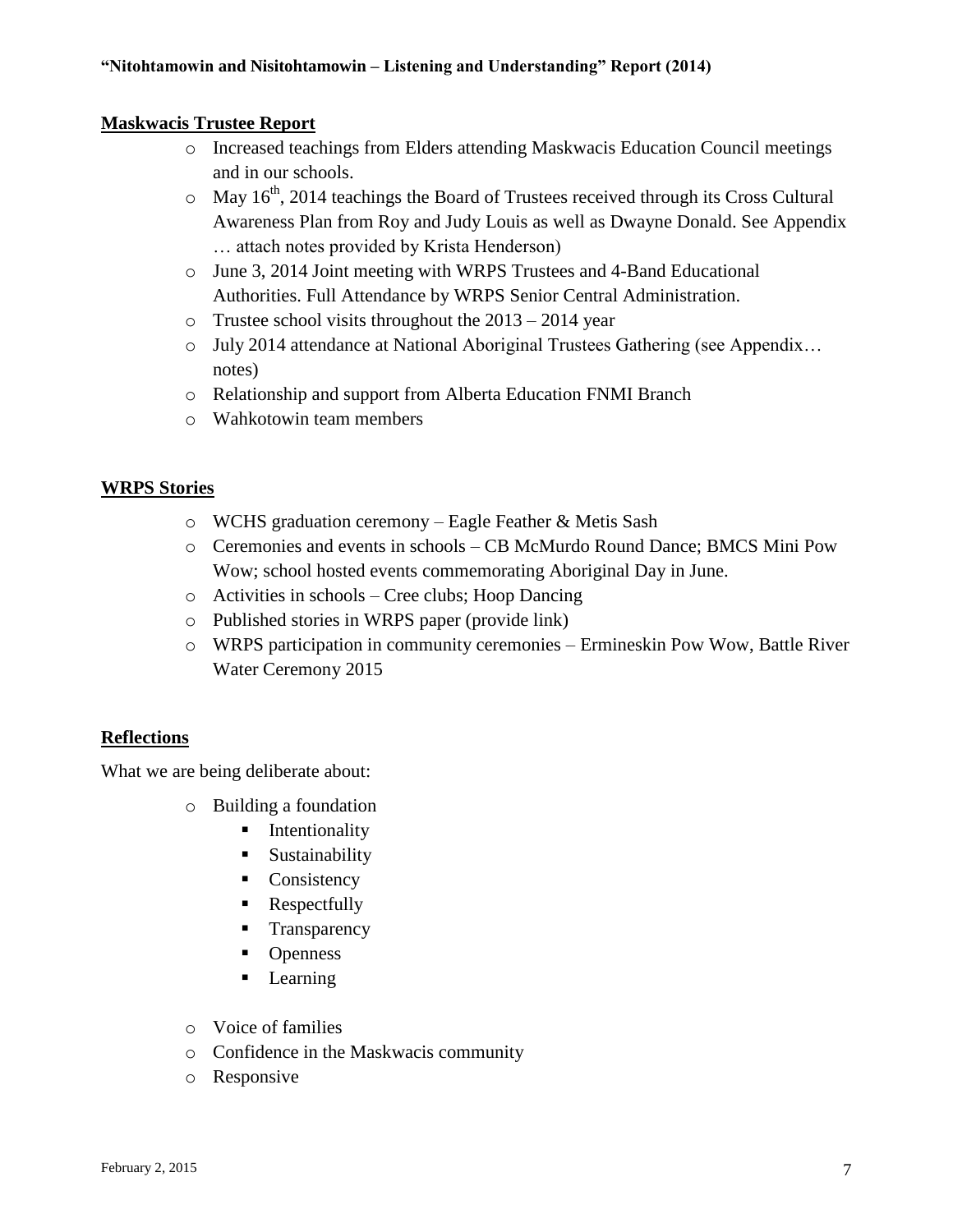**Maskwacis Trustee Report**

- Increased teachings from Elders attending Maskwacis Education Council meetings and in our schools.
- May 16th, 2014 teachings the Board of Trustees received through its Cross Cultural Awareness Plan from Roy and Judy Louis as well as Dwayne Donald. See Appendix … attach notes provided by Krista Henderson)
- June 3, 2014 Joint meeting with WRPS Trustees and 4-Band Educational Authorities. Full Attendance by WRPS Senior Central Administration.
- Trustee school visits throughout the 2013 – 2014 year
- July 2014 attendance at National Aboriginal Trustees Gathering (see Appendix… notes)
- Relationship and support from Alberta Education FNMI Branch
- Wahkotowin team members

**WRPS Stories**

- WCHS graduation ceremony – Eagle Feather & Metis Sash
- Ceremonies and events in schools – CB McMurdo Round Dance; BMCS Mini Pow Wow; school hosted events commemorating Aboriginal Day in June.
- Activities in schools – Cree clubs; Hoop Dancing
- Published stories in WRPS paper (provide link)
- WRPS participation in community ceremonies – Ermineskin Pow Wow, Battle River Water Ceremony 2015

**Reflections**

What we are being deliberate about:

- Building a foundation
  - Intentionality
  - Sustainability
  - Consistency
  - Respectfully
  - Transparency
  - Openness
  - Learning
- Voice of families
- Confidence in the Maskwacis community
- Responsive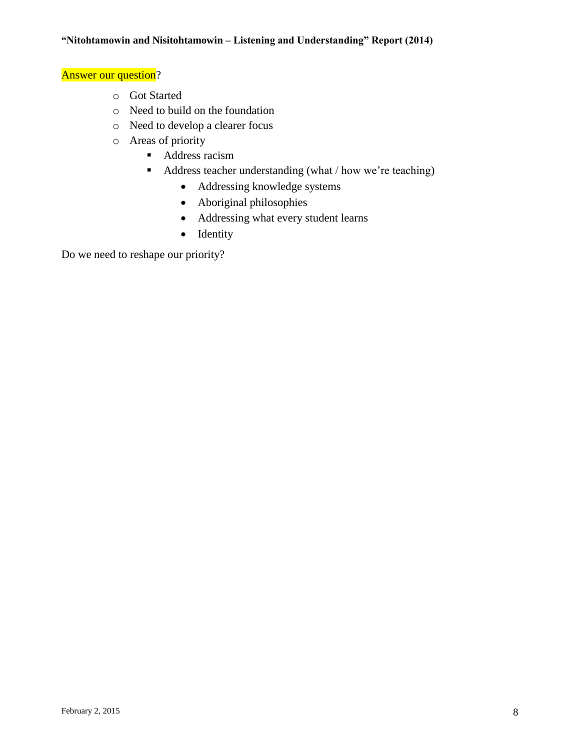Answer our question?

- Got Started
- Need to build on the foundation
- Need to develop a clearer focus
- Areas of priority
  - Address racism
  - Address teacher understanding (what / how we're teaching)
    - Addressing knowledge systems
    - Aboriginal philosophies
    - Addressing what every student learns
    - Identity

Do we need to reshape our priority?